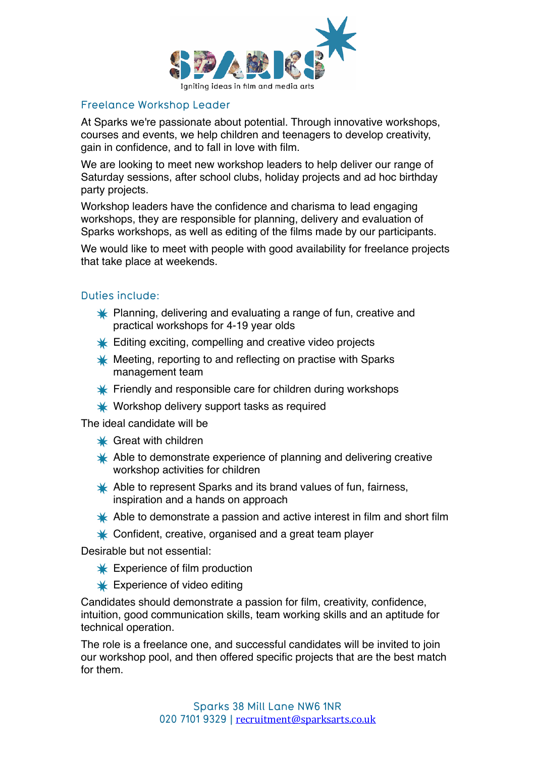SPARKS

Igniting ideas in film and media arts

## Freelance Workshop Leader

At Sparks we're passionate about potential. Through innovative workshops, courses and events, we help children and teenagers to develop creativity, gain in confidence, and to fall in love with film.

We are looking to meet new workshop leaders to help deliver our range of Saturday sessions, after school clubs, holiday projects and ad hoc birthday party projects.

Workshop leaders have the confidence and charisma to lead engaging workshops, they are responsible for planning, delivery and evaluation of Sparks workshops, as well as editing of the films made by our participants.

We would like to meet with people with good availability for freelance projects that take place at weekends.

## Duties include:

- Planning, delivering and evaluating a range of fun, creative and practical workshops for 4-19 year olds
- Editing exciting, compelling and creative video projects
- Meeting, reporting to and reflecting on practise with Sparks management team
- Friendly and responsible care for children during workshops
- Workshop delivery support tasks as required

The ideal candidate will be

- Great with children
- Able to demonstrate experience of planning and delivering creative workshop activities for children
- Able to represent Sparks and its brand values of fun, fairness, inspiration and a hands on approach
- Able to demonstrate a passion and active interest in film and short film
- Confident, creative, organised and a great team player

Desirable but not essential:

- Experience of film production
- Experience of video editing

Candidates should demonstrate a passion for film, creativity, confidence, intuition, good communication skills, team working skills and an aptitude for technical operation.

The role is a freelance one, and successful candidates will be invited to join our workshop pool, and then offered specific projects that are the best match for them.

Sparks 38 Mill Lane NW6 1NR
020 7101 9329 | recruitment@sparksarts.co.uk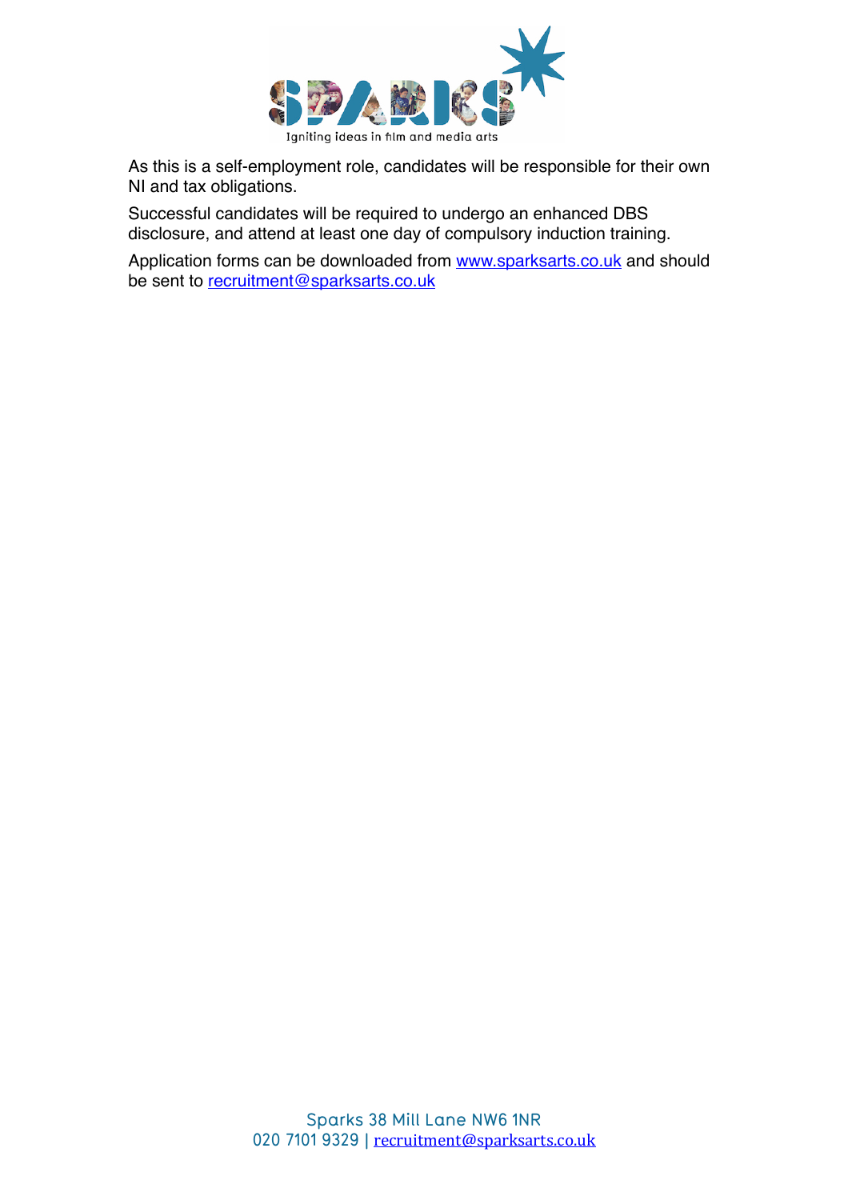As this is a self-employment role, candidates will be responsible for their own NI and tax obligations.

Successful candidates will be required to undergo an enhanced DBS disclosure, and attend at least one day of compulsory induction training.

Application forms can be downloaded from [www.sparksarts.co.uk](http://www.sparksarts.co.uk) and should be sent to [recruitment@sparksarts.co.uk](mailto:recruitment@sparksarts.co.uk)